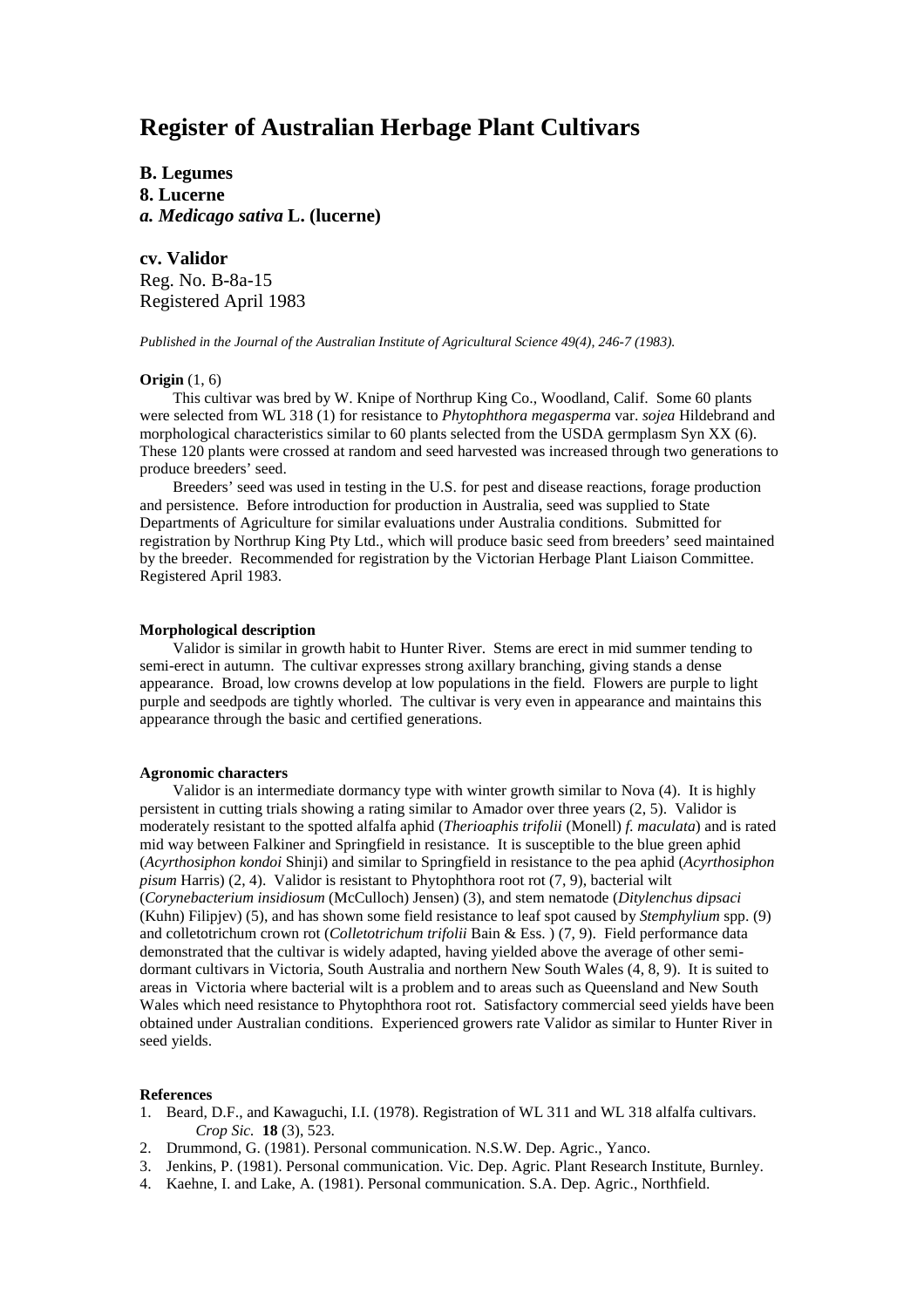# Register of Australian Herbage Plant Cultivars

**B. Legumes**
**8. Lucerne**
***a. Medicago sativa* L. (lucerne)**

**cv. Validor**
Reg. No. B-8a-15
Registered April 1983

*Published in the Journal of the Australian Institute of Agricultural Science 49(4), 246-7 (1983).*

**Origin** (1, 6)

This cultivar was bred by W. Knipe of Northrup King Co., Woodland, Calif. Some 60 plants were selected from WL 318 (1) for resistance to *Phytophthora megasperma* var. *sojea* Hildebrand and morphological characteristics similar to 60 plants selected from the USDA germplasm Syn XX (6). These 120 plants were crossed at random and seed harvested was increased through two generations to produce breeders' seed.

Breeders' seed was used in testing in the U.S. for pest and disease reactions, forage production and persistence. Before introduction for production in Australia, seed was supplied to State Departments of Agriculture for similar evaluations under Australia conditions. Submitted for registration by Northrup King Pty Ltd., which will produce basic seed from breeders' seed maintained by the breeder. Recommended for registration by the Victorian Herbage Plant Liaison Committee. Registered April 1983.

**Morphological description**

Validor is similar in growth habit to Hunter River. Stems are erect in mid summer tending to semi-erect in autumn. The cultivar expresses strong axillary branching, giving stands a dense appearance. Broad, low crowns develop at low populations in the field. Flowers are purple to light purple and seedpods are tightly whorled. The cultivar is very even in appearance and maintains this appearance through the basic and certified generations.

**Agronomic characters**

Validor is an intermediate dormancy type with winter growth similar to Nova (4). It is highly persistent in cutting trials showing a rating similar to Amador over three years (2, 5). Validor is moderately resistant to the spotted alfalfa aphid (*Therioaphis trifolii* (Monell) *f. maculata*) and is rated mid way between Falkiner and Springfield in resistance. It is susceptible to the blue green aphid (*Acyrthosiphon kondoi* Shinji) and similar to Springfield in resistance to the pea aphid (*Acyrthosiphon pisum* Harris) (2, 4). Validor is resistant to Phytophthora root rot (7, 9), bacterial wilt (*Corynebacterium insidiosum* (McCulloch) Jensen) (3), and stem nematode (*Ditylenchus dipsaci* (Kuhn) Filipjev) (5), and has shown some field resistance to leaf spot caused by *Stemphylium* spp. (9) and colletotrichum crown rot (*Colletotrichum trifolii* Bain & Ess. ) (7, 9). Field performance data demonstrated that the cultivar is widely adapted, having yielded above the average of other semi-dormant cultivars in Victoria, South Australia and northern New South Wales (4, 8, 9). It is suited to areas in Victoria where bacterial wilt is a problem and to areas such as Queensland and New South Wales which need resistance to Phytophthora root rot. Satisfactory commercial seed yields have been obtained under Australian conditions. Experienced growers rate Validor as similar to Hunter River in seed yields.

**References**

1. Beard, D.F., and Kawaguchi, I.I. (1978). Registration of WL 311 and WL 318 alfalfa cultivars. *Crop Sic.* **18** (3), 523.
2. Drummond, G. (1981). Personal communication. N.S.W. Dep. Agric., Yanco.
3. Jenkins, P. (1981). Personal communication. Vic. Dep. Agric. Plant Research Institute, Burnley.
4. Kaehne, I. and Lake, A. (1981). Personal communication. S.A. Dep. Agric., Northfield.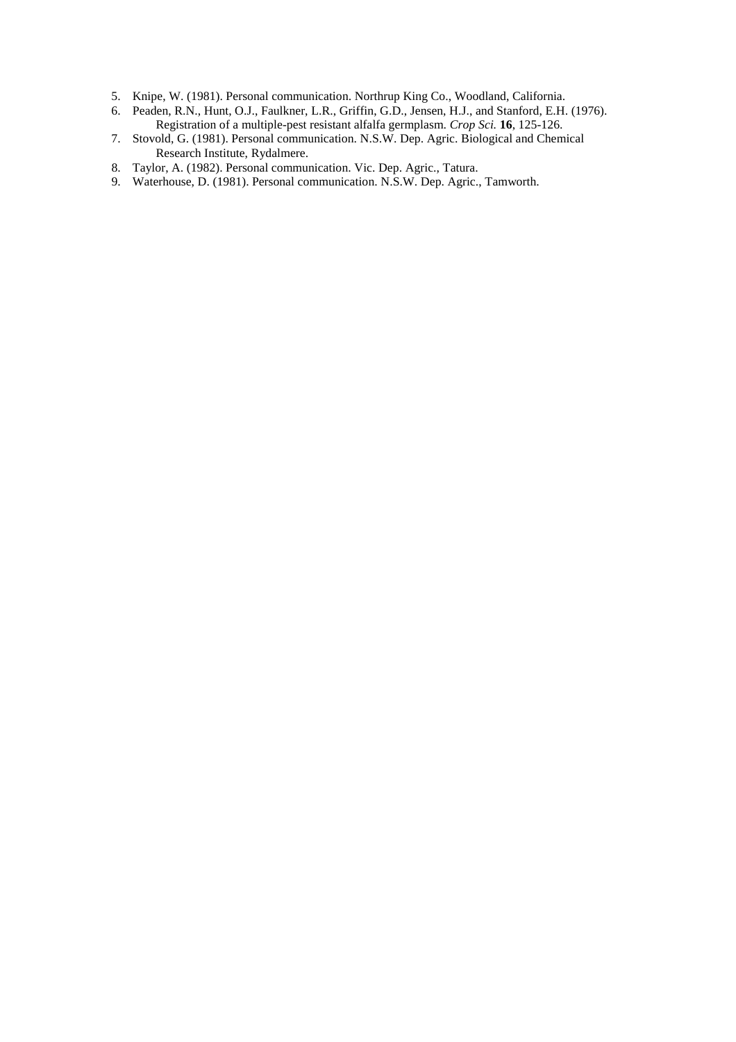5. Knipe, W. (1981). Personal communication. Northrup King Co., Woodland, California.
6. Peaden, R.N., Hunt, O.J., Faulkner, L.R., Griffin, G.D., Jensen, H.J., and Stanford, E.H. (1976). Registration of a multiple-pest resistant alfalfa germplasm. *Crop Sci.* **16**, 125-126.
7. Stovold, G. (1981). Personal communication. N.S.W. Dep. Agric. Biological and Chemical Research Institute, Rydalmere.
8. Taylor, A. (1982). Personal communication. Vic. Dep. Agric., Tatura.
9. Waterhouse, D. (1981). Personal communication. N.S.W. Dep. Agric., Tamworth.